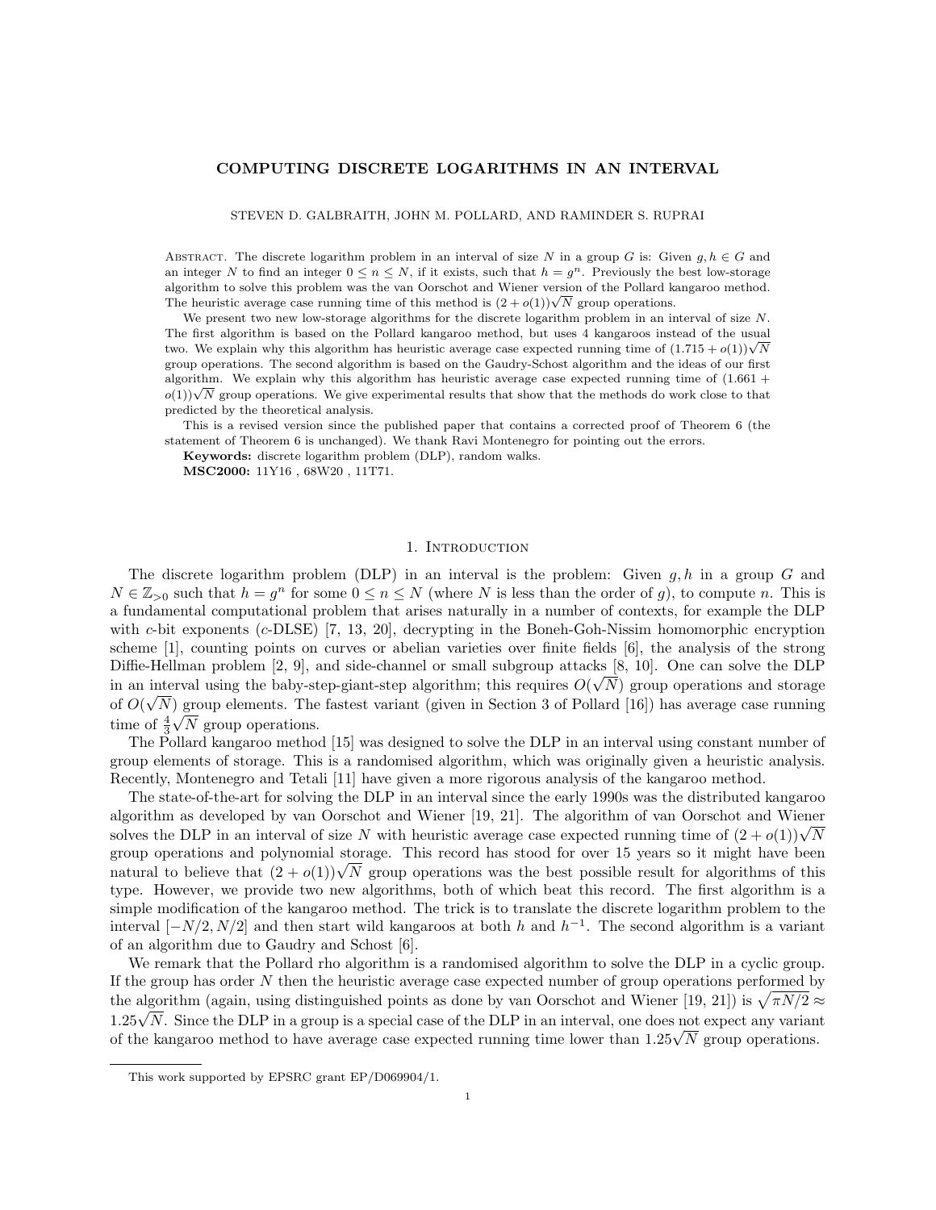# COMPUTING DISCRETE LOGARITHMS IN AN INTERVAL

STEVEN D. GALBRAITH, JOHN M. POLLARD, AND RAMINDER S. RUPRAI

Abstract. The discrete logarithm problem in an interval of size $N$ in a group $G$ is: Given $g, h \in G$ and an integer $N$ to find an integer $0 \le n \le N$, if it exists, such that $h = g^n$. Previously the best low-storage algorithm to solve this problem was the van Oorschot and Wiener version of the Pollard kangaroo method. The heuristic average case running time of this method is $(2 + o(1))\sqrt{N}$ group operations.

We present two new low-storage algorithms for the discrete logarithm problem in an interval of size $N$. The first algorithm is based on the Pollard kangaroo method, but uses 4 kangaroos instead of the usual two. We explain why this algorithm has heuristic average case expected running time of $(1.715 + o(1))\sqrt{N}$ group operations. The second algorithm is based on the Gaudry-Schost algorithm and the ideas of our first algorithm. We explain why this algorithm has heuristic average case expected running time of $(1.661 + o(1))\sqrt{N}$ group operations. We give experimental results that show that the methods do work close to that predicted by the theoretical analysis.

This is a revised version since the published paper that contains a corrected proof of Theorem 6 (the statement of Theorem 6 is unchanged). We thank Ravi Montenegro for pointing out the errors.

**Keywords:** discrete logarithm problem (DLP), random walks.

**MSC2000:** 11Y16 , 68W20 , 11T71.

## 1. Introduction

The discrete logarithm problem (DLP) in an interval is the problem: Given $g, h$ in a group $G$ and $N \in \mathbb{Z}_{>0}$ such that $h = g^n$ for some $0 \le n \le N$ (where $N$ is less than the order of $g$), to compute $n$. This is a fundamental computational problem that arises naturally in a number of contexts, for example the DLP with $c$-bit exponents ($c$-DLSE) [7, 13, 20], decrypting in the Boneh-Goh-Nissim homomorphic encryption scheme [1], counting points on curves or abelian varieties over finite fields [6], the analysis of the strong Diffie-Hellman problem [2, 9], and side-channel or small subgroup attacks [8, 10]. One can solve the DLP in an interval using the baby-step-giant-step algorithm; this requires $O(\sqrt{N})$ group operations and storage of $O(\sqrt{N})$ group elements. The fastest variant (given in Section 3 of Pollard [16]) has average case running time of $\frac{4}{3}\sqrt{N}$ group operations.

The Pollard kangaroo method [15] was designed to solve the DLP in an interval using constant number of group elements of storage. This is a randomised algorithm, which was originally given a heuristic analysis. Recently, Montenegro and Tetali [11] have given a more rigorous analysis of the kangaroo method.

The state-of-the-art for solving the DLP in an interval since the early 1990s was the distributed kangaroo algorithm as developed by van Oorschot and Wiener [19, 21]. The algorithm of van Oorschot and Wiener solves the DLP in an interval of size $N$ with heuristic average case expected running time of $(2 + o(1))\sqrt{N}$ group operations and polynomial storage. This record has stood for over 15 years so it might have been natural to believe that $(2 + o(1))\sqrt{N}$ group operations was the best possible result for algorithms of this type. However, we provide two new algorithms, both of which beat this record. The first algorithm is a simple modification of the kangaroo method. The trick is to translate the discrete logarithm problem to the interval $[-N/2, N/2]$ and then start wild kangaroos at both $h$ and $h^{-1}$. The second algorithm is a variant of an algorithm due to Gaudry and Schost [6].

We remark that the Pollard rho algorithm is a randomised algorithm to solve the DLP in a cyclic group. If the group has order $N$ then the heuristic average case expected number of group operations performed by the algorithm (again, using distinguished points as done by van Oorschot and Wiener [19, 21]) is $\sqrt{\pi N/2} \approx 1.25\sqrt{N}$. Since the DLP in a group is a special case of the DLP in an interval, one does not expect any variant of the kangaroo method to have average case expected running time lower than $1.25\sqrt{N}$ group operations.

This work supported by EPSRC grant EP/D069904/1.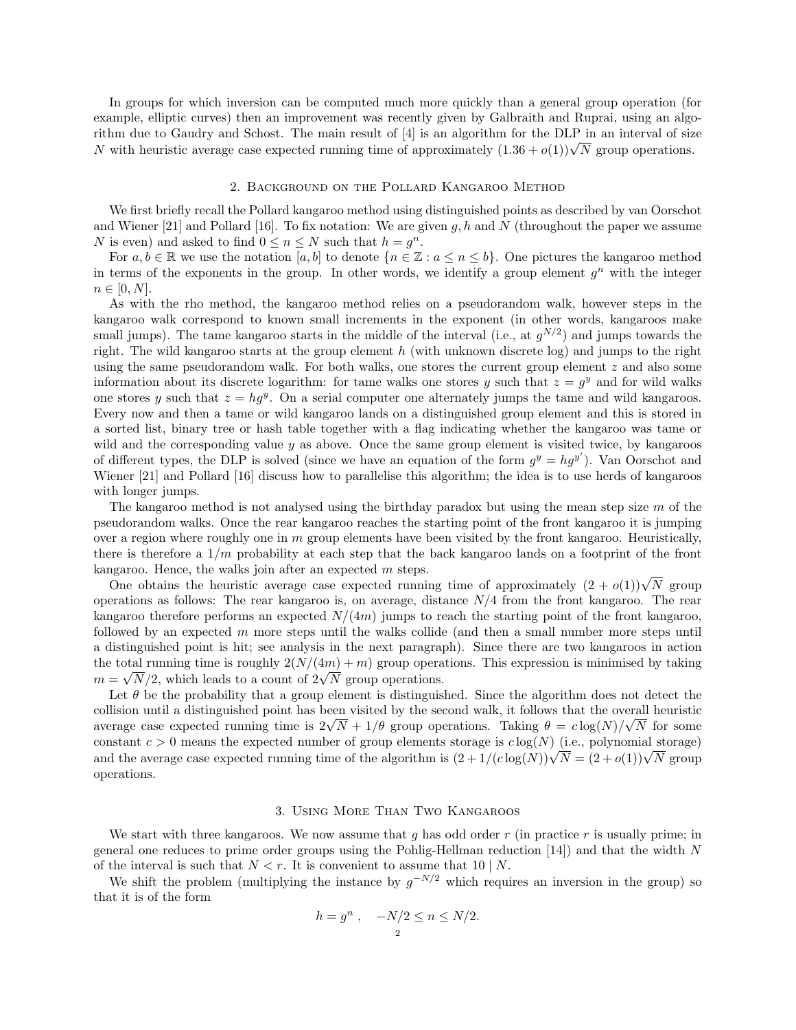In groups for which inversion can be computed much more quickly than a general group operation (for example, elliptic curves) then an improvement was recently given by Galbraith and Ruprai, using an algorithm due to Gaudry and Schost. The main result of [4] is an algorithm for the DLP in an interval of size $N$ with heuristic average case expected running time of approximately $(1.36 + o(1))\sqrt{N}$ group operations.

## 2. Background on the Pollard Kangaroo Method

We first briefly recall the Pollard kangaroo method using distinguished points as described by van Oorschot and Wiener [21] and Pollard [16]. To fix notation: We are given $g, h$ and $N$ (throughout the paper we assume $N$ is even) and asked to find $0 \leq n \leq N$ such that $h = g^n$.

For $a, b \in \mathbb{R}$ we use the notation $[a, b]$ to denote $\{n \in \mathbb{Z} : a \leq n \leq b\}$. One pictures the kangaroo method in terms of the exponents in the group. In other words, we identify a group element $g^n$ with the integer $n \in [0, N]$.

As with the rho method, the kangaroo method relies on a pseudorandom walk, however steps in the kangaroo walk correspond to known small increments in the exponent (in other words, kangaroos make small jumps). The tame kangaroo starts in the middle of the interval (i.e., at $g^{N/2}$) and jumps towards the right. The wild kangaroo starts at the group element $h$ (with unknown discrete log) and jumps to the right using the same pseudorandom walk. For both walks, one stores the current group element $z$ and also some information about its discrete logarithm: for tame walks one stores $y$ such that $z = g^y$ and for wild walks one stores $y$ such that $z = hg^y$. On a serial computer one alternately jumps the tame and wild kangaroos. Every now and then a tame or wild kangaroo lands on a distinguished group element and this is stored in a sorted list, binary tree or hash table together with a flag indicating whether the kangaroo was tame or wild and the corresponding value $y$ as above. Once the same group element is visited twice, by kangaroos of different types, the DLP is solved (since we have an equation of the form $g^y = hg^{y'}$). Van Oorschot and Wiener [21] and Pollard [16] discuss how to parallelise this algorithm; the idea is to use herds of kangaroos with longer jumps.

The kangaroo method is not analysed using the birthday paradox but using the mean step size $m$ of the pseudorandom walks. Once the rear kangaroo reaches the starting point of the front kangaroo it is jumping over a region where roughly one in $m$ group elements have been visited by the front kangaroo. Heuristically, there is therefore a $1/m$ probability at each step that the back kangaroo lands on a footprint of the front kangaroo. Hence, the walks join after an expected $m$ steps.

One obtains the heuristic average case expected running time of approximately $(2 + o(1))\sqrt{N}$ group operations as follows: The rear kangaroo is, on average, distance $N/4$ from the front kangaroo. The rear kangaroo therefore performs an expected $N/(4m)$ jumps to reach the starting point of the front kangaroo, followed by an expected $m$ more steps until the walks collide (and then a small number more steps until a distinguished point is hit; see analysis in the next paragraph). Since there are two kangaroos in action the total running time is roughly $2(N/(4m) + m)$ group operations. This expression is minimised by taking $m = \sqrt{N}/2$, which leads to a count of $2\sqrt{N}$ group operations.

Let $\theta$ be the probability that a group element is distinguished. Since the algorithm does not detect the collision until a distinguished point has been visited by the second walk, it follows that the overall heuristic average case expected running time is $2\sqrt{N} + 1/\theta$ group operations. Taking $\theta = c\log(N)/\sqrt{N}$ for some constant $c > 0$ means the expected number of group elements storage is $c\log(N)$ (i.e., polynomial storage) and the average case expected running time of the algorithm is $(2 + 1/(c\log(N)))\sqrt{N} = (2 + o(1))\sqrt{N}$ group operations.

## 3. Using More Than Two Kangaroos

We start with three kangaroos. We now assume that $g$ has odd order $r$ (in practice $r$ is usually prime; in general one reduces to prime order groups using the Pohlig-Hellman reduction [14]) and that the width $N$ of the interval is such that $N < r$. It is convenient to assume that $10 \mid N$.

We shift the problem (multiplying the instance by $g^{-N/2}$ which requires an inversion in the group) so that it is of the form

$$h = g^n, \quad -N/2 \leq n \leq N/2.$$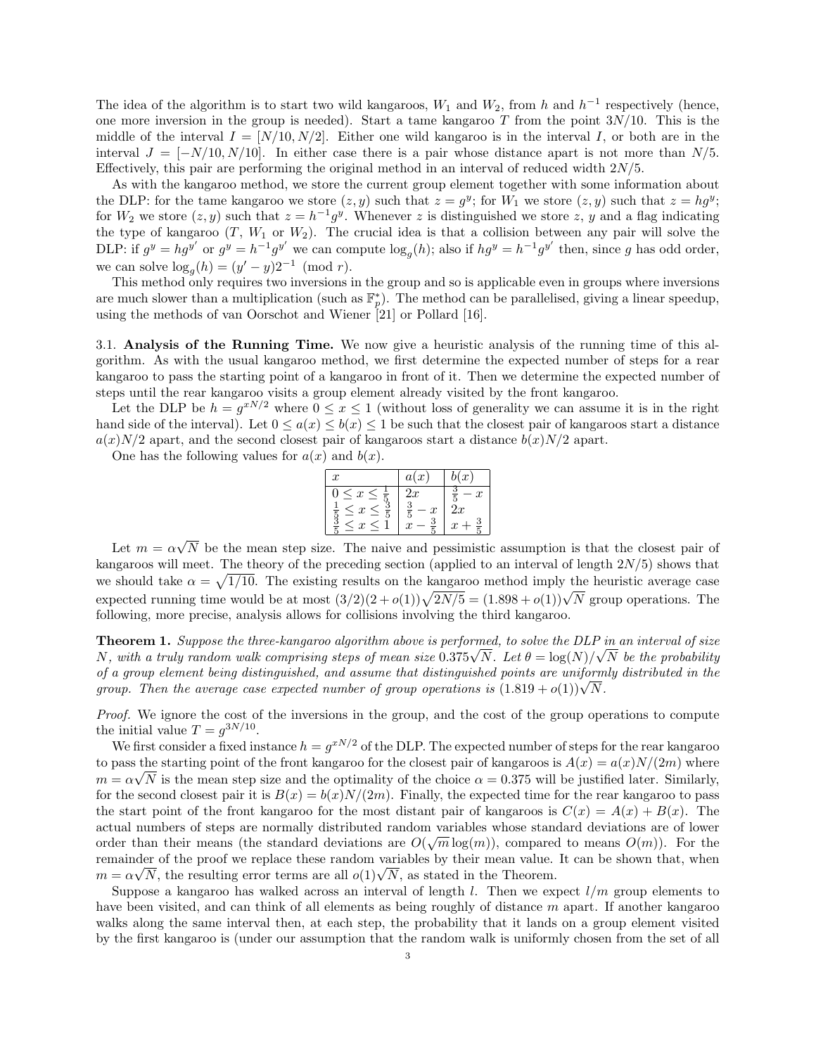The idea of the algorithm is to start two wild kangaroos, $W_1$ and $W_2$, from $h$ and $h^{-1}$ respectively (hence, one more inversion in the group is needed). Start a tame kangaroo $T$ from the point $3N/10$. This is the middle of the interval $I = [N/10, N/2]$. Either one wild kangaroo is in the interval $I$, or both are in the interval $J = [-N/10, N/10]$. In either case there is a pair whose distance apart is not more than $N/5$. Effectively, this pair are performing the original method in an interval of reduced width $2N/5$.

As with the kangaroo method, we store the current group element together with some information about the DLP: for the tame kangaroo we store $(z, y)$ such that $z = g^y$; for $W_1$ we store $(z, y)$ such that $z = hg^y$; for $W_2$ we store $(z, y)$ such that $z = h^{-1}g^y$. Whenever $z$ is distinguished we store $z$, $y$ and a flag indicating the type of kangaroo ($T$, $W_1$ or $W_2$). The crucial idea is that a collision between any pair will solve the DLP: if $g^y = hg^{y'}$ or $g^y = h^{-1}g^{y'}$ we can compute $\log_g(h)$; also if $hg^y = h^{-1}g^{y'}$ then, since $g$ has odd order, we can solve $\log_g(h) = (y' - y)2^{-1} \pmod{r}$.

This method only requires two inversions in the group and so is applicable even in groups where inversions are much slower than a multiplication (such as $\mathbb{F}_p^*$). The method can be parallelised, giving a linear speedup, using the methods of van Oorschot and Wiener [21] or Pollard [16].

3.1. **Analysis of the Running Time.** We now give a heuristic analysis of the running time of this algorithm. As with the usual kangaroo method, we first determine the expected number of steps for a rear kangaroo to pass the starting point of a kangaroo in front of it. Then we determine the expected number of steps until the rear kangaroo visits a group element already visited by the front kangaroo.

Let the DLP be $h = g^{xN/2}$ where $0 \le x \le 1$ (without loss of generality we can assume it is in the right hand side of the interval). Let $0 \le a(x) \le b(x) \le 1$ be such that the closest pair of kangaroos start a distance $a(x)N/2$ apart, and the second closest pair of kangaroos start a distance $b(x)N/2$ apart.

One has the following values for $a(x)$ and $b(x)$.

| $x$ | $a(x)$ | $b(x)$ |
|---|---|---|
| $0 \le x \le \frac{1}{5}$ | $2x$ | $\frac{3}{5} - x$ |
| $\frac{1}{5} \le x \le \frac{3}{5}$ | $\frac{3}{5} - x$ | $2x$ |
| $\frac{3}{5} \le x \le 1$ | $x - \frac{3}{5}$ | $x + \frac{3}{5}$ |

Let $m = \alpha\sqrt{N}$ be the mean step size. The naive and pessimistic assumption is that the closest pair of kangaroos will meet. The theory of the preceding section (applied to an interval of length $2N/5$) shows that we should take $\alpha = \sqrt{1/10}$. The existing results on the kangaroo method imply the heuristic average case expected running time would be at most $(3/2)(2 + o(1))\sqrt{2N/5} = (1.898 + o(1))\sqrt{N}$ group operations. The following, more precise, analysis allows for collisions involving the third kangaroo.

**Theorem 1.** *Suppose the three-kangaroo algorithm above is performed, to solve the DLP in an interval of size $N$, with a truly random walk comprising steps of mean size $0.375\sqrt{N}$. Let $\theta = \log(N)/\sqrt{N}$ be the probability of a group element being distinguished, and assume that distinguished points are uniformly distributed in the group. Then the average case expected number of group operations is $(1.819 + o(1))\sqrt{N}$.*

*Proof.* We ignore the cost of the inversions in the group, and the cost of the group operations to compute the initial value $T = g^{3N/10}$.

We first consider a fixed instance $h = g^{xN/2}$ of the DLP. The expected number of steps for the rear kangaroo to pass the starting point of the front kangaroo for the closest pair of kangaroos is $A(x) = a(x)N/(2m)$ where $m = \alpha\sqrt{N}$ is the mean step size and the optimality of the choice $\alpha = 0.375$ will be justified later. Similarly, for the second closest pair it is $B(x) = b(x)N/(2m)$. Finally, the expected time for the rear kangaroo to pass the start point of the front kangaroo for the most distant pair of kangaroos is $C(x) = A(x) + B(x)$. The actual numbers of steps are normally distributed random variables whose standard deviations are of lower order than their means (the standard deviations are $O(\sqrt{m}\log(m))$, compared to means $O(m)$). For the remainder of the proof we replace these random variables by their mean value. It can be shown that, when $m = \alpha\sqrt{N}$, the resulting error terms are all $o(1)\sqrt{N}$, as stated in the Theorem.

Suppose a kangaroo has walked across an interval of length $l$. Then we expect $l/m$ group elements to have been visited, and can think of all elements as being roughly of distance $m$ apart. If another kangaroo walks along the same interval then, at each step, the probability that it lands on a group element visited by the first kangaroo is (under our assumption that the random walk is uniformly chosen from the set of all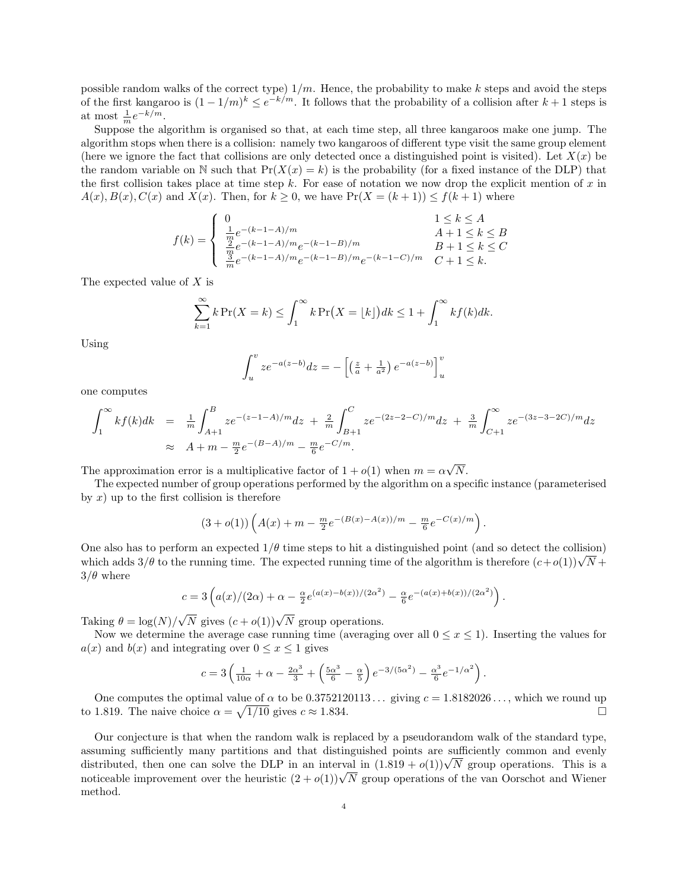possible random walks of the correct type) $1/m$. Hence, the probability to make $k$ steps and avoid the steps of the first kangaroo is $(1-1/m)^k \le e^{-k/m}$. It follows that the probability of a collision after $k+1$ steps is at most $\frac{1}{m}e^{-k/m}$.

Suppose the algorithm is organised so that, at each time step, all three kangaroos make one jump. The algorithm stops when there is a collision: namely two kangaroos of different type visit the same group element (here we ignore the fact that collisions are only detected once a distinguished point is visited). Let $X(x)$ be the random variable on $\mathbb{N}$ such that $\Pr(X(x)=k)$ is the probability (for a fixed instance of the DLP) that the first collision takes place at time step $k$. For ease of notation we now drop the explicit mention of $x$ in $A(x), B(x), C(x)$ and $X(x)$. Then, for $k \ge 0$, we have $\Pr(X=(k+1)) \le f(k+1)$ where

$$
f(k) = \begin{cases} 0 & 1 \le k \le A \\ \frac{1}{m}e^{-(k-1-A)/m} & A+1 \le k \le B \\ \frac{2}{m}e^{-(k-1-A)/m}e^{-(k-1-B)/m} & B+1 \le k \le C \\ \frac{3}{m}e^{-(k-1-A)/m}e^{-(k-1-B)/m}e^{-(k-1-C)/m} & C+1 \le k. \end{cases}
$$

The expected value of $X$ is

$$
\sum_{k=1}^{\infty} k \Pr(X=k) \le \int_1^{\infty} k \Pr\big(X = \lfloor k \rfloor\big) dk \le 1 + \int_1^{\infty} k f(k) dk.
$$

Using

$$
\int_u^v z e^{-a(z-b)} dz = -\left[\left(\tfrac{z}{a} + \tfrac{1}{a^2}\right) e^{-a(z-b)}\right]_u^v
$$

one computes

$$
\begin{aligned}
\int_1^{\infty} k f(k) dk &= \tfrac{1}{m}\int_{A+1}^{B} z e^{-(z-1-A)/m} dz \;+\; \tfrac{2}{m}\int_{B+1}^{C} z e^{-(2z-2-C)/m} dz \;+\; \tfrac{3}{m}\int_{C+1}^{\infty} z e^{-(3z-3-2C)/m} dz \\
&\approx A + m - \tfrac{m}{2}e^{-(B-A)/m} - \tfrac{m}{6}e^{-C/m}.
\end{aligned}
$$

The approximation error is a multiplicative factor of $1+o(1)$ when $m = \alpha\sqrt{N}$.

The expected number of group operations performed by the algorithm on a specific instance (parameterised by $x$) up to the first collision is therefore

$$
(3+o(1))\left(A(x) + m - \tfrac{m}{2}e^{-(B(x)-A(x))/m} - \tfrac{m}{6}e^{-C(x)/m}\right).
$$

One also has to perform an expected $1/\theta$ time steps to hit a distinguished point (and so detect the collision) which adds $3/\theta$ to the running time. The expected running time of the algorithm is therefore $(c+o(1))\sqrt{N} + 3/\theta$ where

$$
c = 3\left(a(x)/(2\alpha) + \alpha - \tfrac{\alpha}{2}e^{(a(x)-b(x))/(2\alpha^2)} - \tfrac{\alpha}{6}e^{-(a(x)+b(x))/(2\alpha^2)}\right).
$$

Taking $\theta = \log(N)/\sqrt{N}$ gives $(c+o(1))\sqrt{N}$ group operations.

Now we determine the average case running time (averaging over all $0 \le x \le 1$). Inserting the values for $a(x)$ and $b(x)$ and integrating over $0 \le x \le 1$ gives

$$
c = 3\left(\tfrac{1}{10\alpha} + \alpha - \tfrac{2\alpha^3}{3} + \left(\tfrac{5\alpha^3}{6} - \tfrac{\alpha}{5}\right)e^{-3/(5\alpha^2)} - \tfrac{\alpha^3}{6}e^{-1/\alpha^2}\right).
$$

One computes the optimal value of $\alpha$ to be $0.3752120113\ldots$ giving $c = 1.8182026\ldots$, which we round up to 1.819. The naive choice $\alpha = \sqrt{1/10}$ gives $c \approx 1.834$. □

Our conjecture is that when the random walk is replaced by a pseudorandom walk of the standard type, assuming sufficiently many partitions and that distinguished points are sufficiently common and evenly distributed, then one can solve the DLP in an interval in $(1.819+o(1))\sqrt{N}$ group operations. This is a noticeable improvement over the heuristic $(2+o(1))\sqrt{N}$ group operations of the van Oorschot and Wiener method.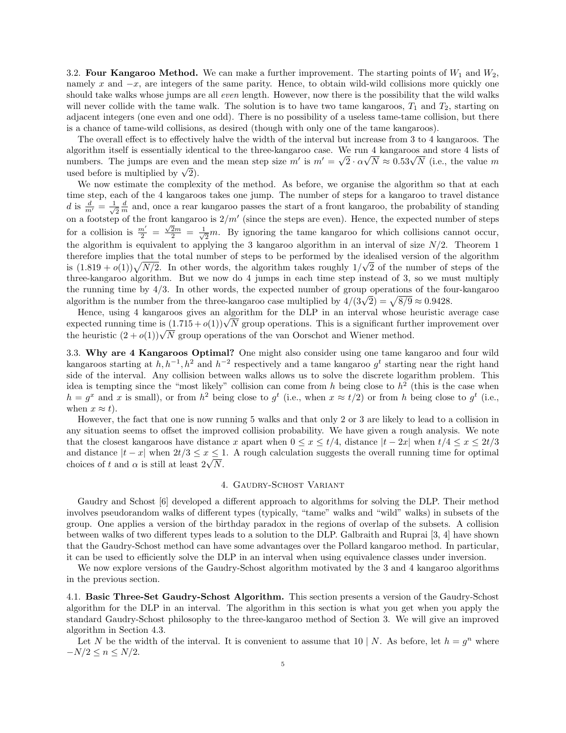**3.2. Four Kangaroo Method.** We can make a further improvement. The starting points of $W_1$ and $W_2$, namely $x$ and $-x$, are integers of the same parity. Hence, to obtain wild-wild collisions more quickly one should take walks whose jumps are all *even* length. However, now there is the possibility that the wild walks will never collide with the tame walk. The solution is to have two tame kangaroos, $T_1$ and $T_2$, starting on adjacent integers (one even and one odd). There is no possibility of a useless tame-tame collision, but there is a chance of tame-wild collisions, as desired (though with only one of the tame kangaroos).

The overall effect is to effectively halve the width of the interval but increase from 3 to 4 kangaroos. The algorithm itself is essentially identical to the three-kangaroo case. We run 4 kangaroos and store 4 lists of numbers. The jumps are even and the mean step size $m'$ is $m' = \sqrt{2} \cdot \alpha\sqrt{N} \approx 0.53\sqrt{N}$ (i.e., the value $m$ used before is multiplied by $\sqrt{2}$).

We now estimate the complexity of the method. As before, we organise the algorithm so that at each time step, each of the 4 kangaroos takes one jump. The number of steps for a kangaroo to travel distance $d$ is $\frac{d}{m'} = \frac{1}{\sqrt{2}}\frac{d}{m}$ and, once a rear kangaroo passes the start of a front kangaroo, the probability of standing on a footstep of the front kangaroo is $2/m'$ (since the steps are even). Hence, the expected number of steps for a collision is $\frac{m'}{2} = \frac{\sqrt{2}m}{2} = \frac{1}{\sqrt{2}}m$. By ignoring the tame kangaroo for which collisions cannot occur, the algorithm is equivalent to applying the 3 kangaroo algorithm in an interval of size $N/2$. Theorem 1 therefore implies that the total number of steps to be performed by the idealised version of the algorithm is $(1.819 + o(1))\sqrt{N/2}$. In other words, the algorithm takes roughly $1/\sqrt{2}$ of the number of steps of the three-kangaroo algorithm. But we now do 4 jumps in each time step instead of 3, so we must multiply the running time by $4/3$. In other words, the expected number of group operations of the four-kangaroo algorithm is the number from the three-kangaroo case multiplied by $4/(3\sqrt{2}) = \sqrt{8/9} \approx 0.9428$.

Hence, using 4 kangaroos gives an algorithm for the DLP in an interval whose heuristic average case expected running time is $(1.715 + o(1))\sqrt{N}$ group operations. This is a significant further improvement over the heuristic $(2 + o(1))\sqrt{N}$ group operations of the van Oorschot and Wiener method.

**3.3. Why are 4 Kangaroos Optimal?** One might also consider using one tame kangaroo and four wild kangaroos starting at $h, h^{-1}, h^2$ and $h^{-2}$ respectively and a tame kangaroo $g^t$ starting near the right hand side of the interval. Any collision between walks allows us to solve the discrete logarithm problem. This idea is tempting since the "most likely" collision can come from $h$ being close to $h^2$ (this is the case when $h = g^x$ and $x$ is small), or from $h^2$ being close to $g^t$ (i.e., when $x \approx t/2$) or from $h$ being close to $g^t$ (i.e., when $x \approx t$).

However, the fact that one is now running 5 walks and that only 2 or 3 are likely to lead to a collision in any situation seems to offset the improved collision probability. We have given a rough analysis. We note that the closest kangaroos have distance $x$ apart when $0 \le x \le t/4$, distance $|t - 2x|$ when $t/4 \le x \le 2t/3$ and distance $|t - x|$ when $2t/3 \le x \le 1$. A rough calculation suggests the overall running time for optimal choices of $t$ and $\alpha$ is still at least $2\sqrt{N}$.

## 4. Gaudry-Schost Variant

Gaudry and Schost [6] developed a different approach to algorithms for solving the DLP. Their method involves pseudorandom walks of different types (typically, "tame" walks and "wild" walks) in subsets of the group. One applies a version of the birthday paradox in the regions of overlap of the subsets. A collision between walks of two different types leads to a solution to the DLP. Galbraith and Ruprai [3, 4] have shown that the Gaudry-Schost method can have some advantages over the Pollard kangaroo method. In particular, it can be used to efficiently solve the DLP in an interval when using equivalence classes under inversion.

We now explore versions of the Gaudry-Schost algorithm motivated by the 3 and 4 kangaroo algorithms in the previous section.

**4.1. Basic Three-Set Gaudry-Schost Algorithm.** This section presents a version of the Gaudry-Schost algorithm for the DLP in an interval. The algorithm in this section is what you get when you apply the standard Gaudry-Schost philosophy to the three-kangaroo method of Section 3. We will give an improved algorithm in Section 4.3.

Let $N$ be the width of the interval. It is convenient to assume that $10 \mid N$. As before, let $h = g^n$ where $-N/2 \le n \le N/2$.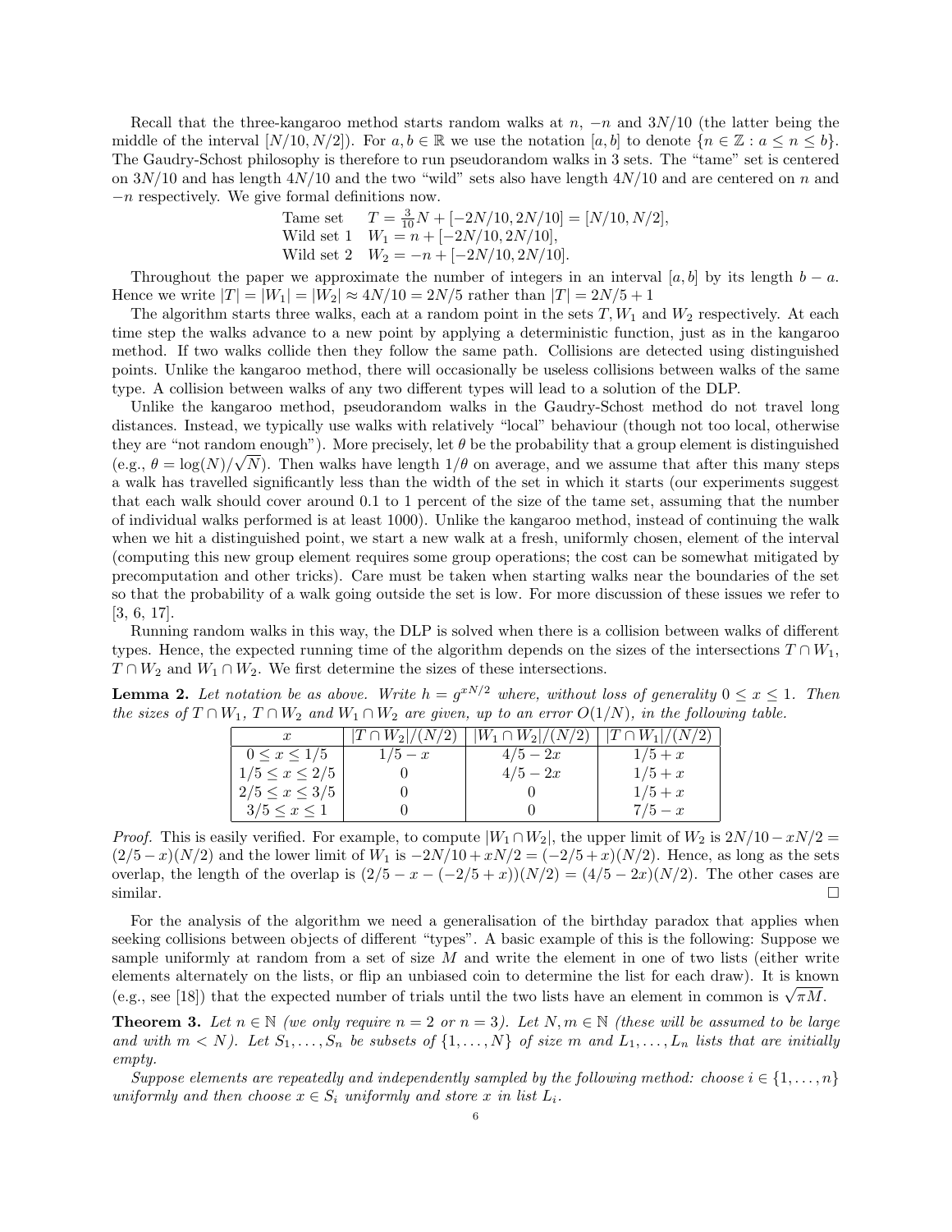Recall that the three-kangaroo method starts random walks at $n$, $-n$ and $3N/10$ (the latter being the middle of the interval $[N/10, N/2]$). For $a, b \in \mathbb{R}$ we use the notation $[a, b]$ to denote $\{n \in \mathbb{Z} : a \le n \le b\}$. The Gaudry-Schost philosophy is therefore to run pseudorandom walks in 3 sets. The "tame" set is centered on $3N/10$ and has length $4N/10$ and the two "wild" sets also have length $4N/10$ and are centered on $n$ and $-n$ respectively. We give formal definitions now.

$$
\begin{aligned}
&\text{Tame set} \quad T = \tfrac{3}{10}N + [-2N/10, 2N/10] = [N/10, N/2], \\
&\text{Wild set 1} \quad W_1 = n + [-2N/10, 2N/10], \\
&\text{Wild set 2} \quad W_2 = -n + [-2N/10, 2N/10].
\end{aligned}
$$

Throughout the paper we approximate the number of integers in an interval $[a, b]$ by its length $b - a$. Hence we write $|T| = |W_1| = |W_2| \approx 4N/10 = 2N/5$ rather than $|T| = 2N/5 + 1$

The algorithm starts three walks, each at a random point in the sets $T, W_1$ and $W_2$ respectively. At each time step the walks advance to a new point by applying a deterministic function, just as in the kangaroo method. If two walks collide then they follow the same path. Collisions are detected using distinguished points. Unlike the kangaroo method, there will occasionally be useless collisions between walks of the same type. A collision between walks of any two different types will lead to a solution of the DLP.

Unlike the kangaroo method, pseudorandom walks in the Gaudry-Schost method do not travel long distances. Instead, we typically use walks with relatively "local" behaviour (though not too local, otherwise they are "not random enough"). More precisely, let $\theta$ be the probability that a group element is distinguished (e.g., $\theta = \log(N)/\sqrt{N}$). Then walks have length $1/\theta$ on average, and we assume that after this many steps a walk has travelled significantly less than the width of the set in which it starts (our experiments suggest that each walk should cover around 0.1 to 1 percent of the size of the tame set, assuming that the number of individual walks performed is at least 1000). Unlike the kangaroo method, instead of continuing the walk when we hit a distinguished point, we start a new walk at a fresh, uniformly chosen, element of the interval (computing this new group element requires some group operations; the cost can be somewhat mitigated by precomputation and other tricks). Care must be taken when starting walks near the boundaries of the set so that the probability of a walk going outside the set is low. For more discussion of these issues we refer to [3, 6, 17].

Running random walks in this way, the DLP is solved when there is a collision between walks of different types. Hence, the expected running time of the algorithm depends on the sizes of the intersections $T \cap W_1$, $T \cap W_2$ and $W_1 \cap W_2$. We first determine the sizes of these intersections.

**Lemma 2.** *Let notation be as above. Write $h = g^{xN/2}$ where, without loss of generality $0 \le x \le 1$. Then the sizes of $T \cap W_1$, $T \cap W_2$ and $W_1 \cap W_2$ are given, up to an error $O(1/N)$, in the following table.*

| $x$ | $\lvert T \cap W_2\rvert/(N/2)$ | $\lvert W_1 \cap W_2\rvert/(N/2)$ | $\lvert T \cap W_1\rvert/(N/2)$ |
|---|---|---|---|
| $0 \le x \le 1/5$ | $1/5 - x$ | $4/5 - 2x$ | $1/5 + x$ |
| $1/5 \le x \le 2/5$ | $0$ | $4/5 - 2x$ | $1/5 + x$ |
| $2/5 \le x \le 3/5$ | $0$ | $0$ | $1/5 + x$ |
| $3/5 \le x \le 1$ | $0$ | $0$ | $7/5 - x$ |

*Proof.* This is easily verified. For example, to compute $|W_1 \cap W_2|$, the upper limit of $W_2$ is $2N/10 - xN/2 = (2/5 - x)(N/2)$ and the lower limit of $W_1$ is $-2N/10 + xN/2 = (-2/5 + x)(N/2)$. Hence, as long as the sets overlap, the length of the overlap is $(2/5 - x - (-2/5 + x))(N/2) = (4/5 - 2x)(N/2)$. The other cases are similar. $\square$

For the analysis of the algorithm we need a generalisation of the birthday paradox that applies when seeking collisions between objects of different "types". A basic example of this is the following: Suppose we sample uniformly at random from a set of size $M$ and write the element in one of two lists (either write elements alternately on the lists, or flip an unbiased coin to determine the list for each draw). It is known (e.g., see [18]) that the expected number of trials until the two lists have an element in common is $\sqrt{\pi M}$.

**Theorem 3.** *Let $n \in \mathbb{N}$ (we only require $n = 2$ or $n = 3$). Let $N, m \in \mathbb{N}$ (these will be assumed to be large and with $m < N$). Let $S_1, \dots, S_n$ be subsets of $\{1, \dots, N\}$ of size $m$ and $L_1, \dots, L_n$ lists that are initially empty.*

*Suppose elements are repeatedly and independently sampled by the following method: choose $i \in \{1, \dots, n\}$ uniformly and then choose $x \in S_i$ uniformly and store $x$ in list $L_i$.*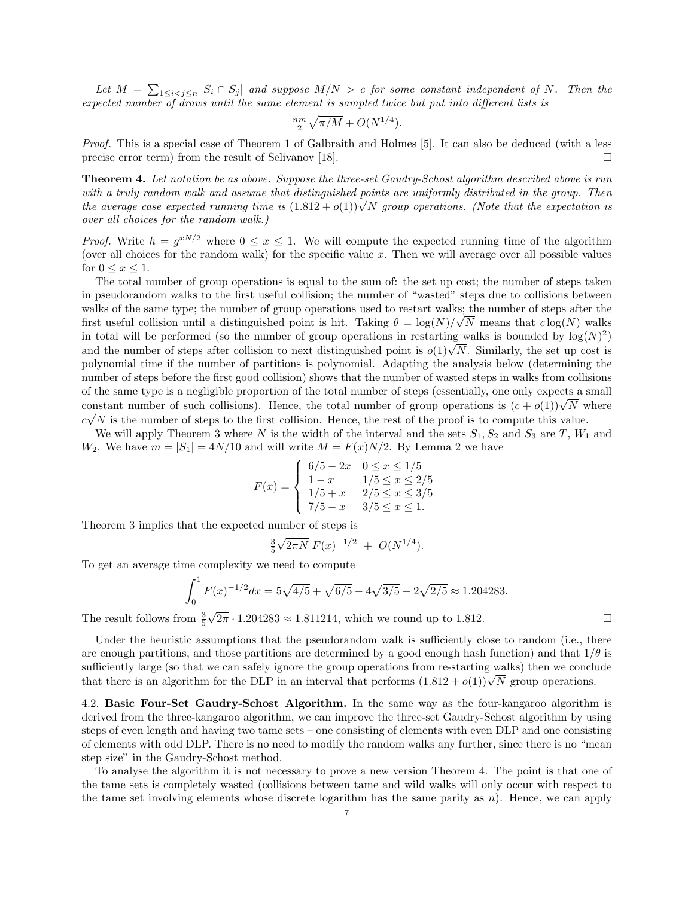*Let $M = \sum_{1 \le i < j \le n} |S_i \cap S_j|$ and suppose $M/N > c$ for some constant independent of $N$. Then the expected number of draws until the same element is sampled twice but put into different lists is*

$$\tfrac{nm}{2}\sqrt{\pi/M} + O(N^{1/4}).$$

*Proof.* This is a special case of Theorem 1 of Galbraith and Holmes [5]. It can also be deduced (with a less precise error term) from the result of Selivanov [18]. $\square$

**Theorem 4.** *Let notation be as above. Suppose the three-set Gaudry-Schost algorithm described above is run with a truly random walk and assume that distinguished points are uniformly distributed in the group. Then the average case expected running time is $(1.812 + o(1))\sqrt{N}$ group operations. (Note that the expectation is over all choices for the random walk.)*

*Proof.* Write $h = g^{xN/2}$ where $0 \le x \le 1$. We will compute the expected running time of the algorithm (over all choices for the random walk) for the specific value $x$. Then we will average over all possible values for $0 \le x \le 1$.

The total number of group operations is equal to the sum of: the set up cost; the number of steps taken in pseudorandom walks to the first useful collision; the number of "wasted" steps due to collisions between walks of the same type; the number of group operations used to restart walks; the number of steps after the first useful collision until a distinguished point is hit. Taking $\theta = \log(N)/\sqrt{N}$ means that $c\log(N)$ walks in total will be performed (so the number of group operations in restarting walks is bounded by $\log(N)^2$) and the number of steps after collision to next distinguished point is $o(1)\sqrt{N}$. Similarly, the set up cost is polynomial time if the number of partitions is polynomial. Adapting the analysis below (determining the number of steps before the first good collision) shows that the number of wasted steps in walks from collisions of the same type is a negligible proportion of the total number of steps (essentially, one only expects a small constant number of such collisions). Hence, the total number of group operations is $(c + o(1))\sqrt{N}$ where $c\sqrt{N}$ is the number of steps to the first collision. Hence, the rest of the proof is to compute this value.

We will apply Theorem 3 where $N$ is the width of the interval and the sets $S_1, S_2$ and $S_3$ are $T$, $W_1$ and $W_2$. We have $m = |S_1| = 4N/10$ and will write $M = F(x)N/2$. By Lemma 2 we have

$$F(x) = \begin{cases} 6/5 - 2x & 0 \le x \le 1/5 \\ 1 - x & 1/5 \le x \le 2/5 \\ 1/5 + x & 2/5 \le x \le 3/5 \\ 7/5 - x & 3/5 \le x \le 1. \end{cases}$$

Theorem 3 implies that the expected number of steps is

$$\tfrac{3}{5}\sqrt{2\pi N}\; F(x)^{-1/2} \;+\; O(N^{1/4}).$$

To get an average time complexity we need to compute

$$\int_0^1 F(x)^{-1/2} dx = 5\sqrt{4/5} + \sqrt{6/5} - 4\sqrt{3/5} - 2\sqrt{2/5} \approx 1.204283.$$

The result follows from $\frac{3}{5}\sqrt{2\pi} \cdot 1.204283 \approx 1.811214$, which we round up to 1.812. $\square$

Under the heuristic assumptions that the pseudorandom walk is sufficiently close to random (i.e., there are enough partitions, and those partitions are determined by a good enough hash function) and that $1/\theta$ is sufficiently large (so that we can safely ignore the group operations from re-starting walks) then we conclude that there is an algorithm for the DLP in an interval that performs $(1.812 + o(1))\sqrt{N}$ group operations.

4.2. **Basic Four-Set Gaudry-Schost Algorithm.** In the same way as the four-kangaroo algorithm is derived from the three-kangaroo algorithm, we can improve the three-set Gaudry-Schost algorithm by using steps of even length and having two tame sets – one consisting of elements with even DLP and one consisting of elements with odd DLP. There is no need to modify the random walks any further, since there is no "mean step size" in the Gaudry-Schost method.

To analyse the algorithm it is not necessary to prove a new version Theorem 4. The point is that one of the tame sets is completely wasted (collisions between tame and wild walks will only occur with respect to the tame set involving elements whose discrete logarithm has the same parity as $n$). Hence, we can apply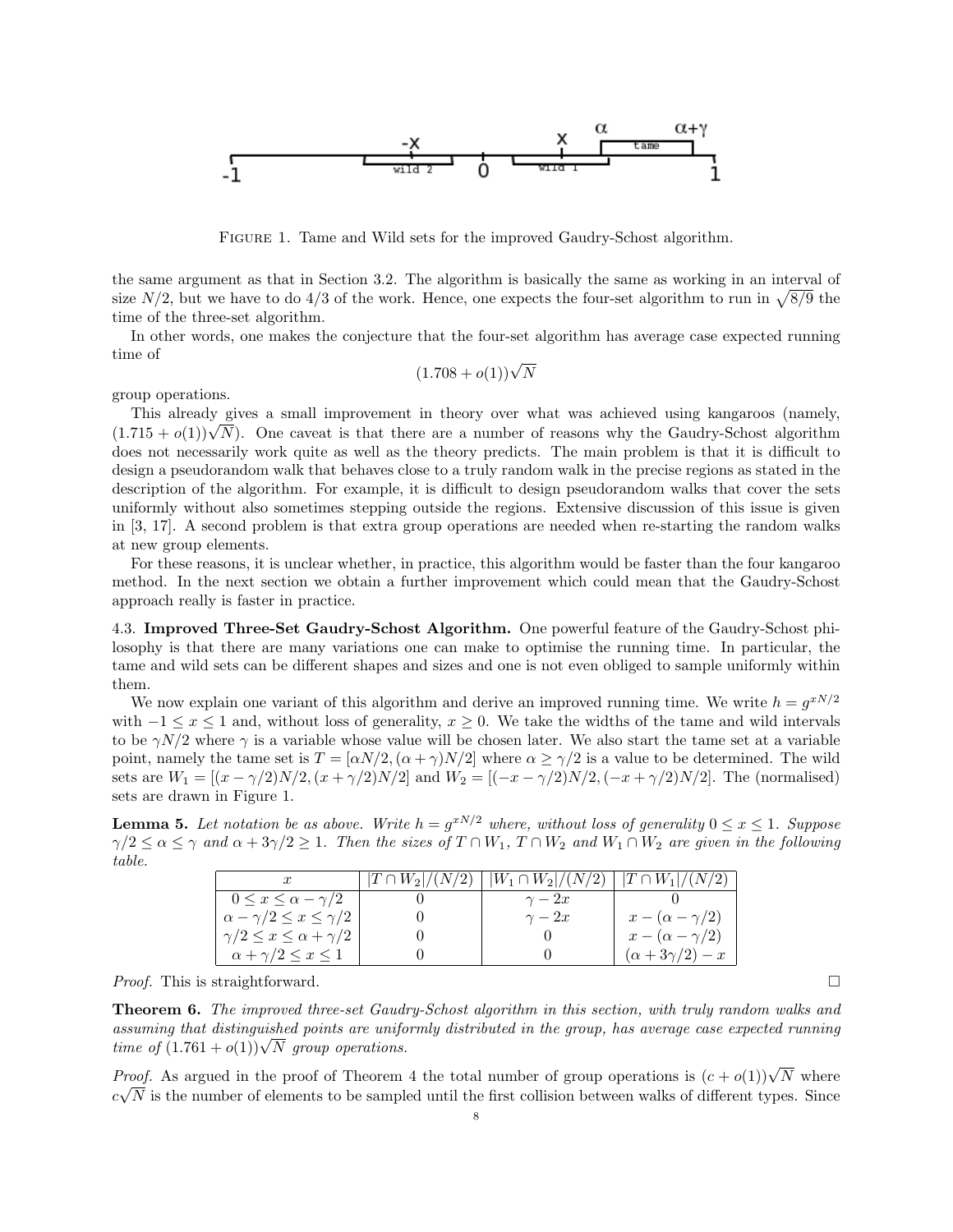FIGURE 1. Tame and Wild sets for the improved Gaudry-Schost algorithm.

the same argument as that in Section 3.2. The algorithm is basically the same as working in an interval of size $N/2$, but we have to do 4/3 of the work. Hence, one expects the four-set algorithm to run in $\sqrt{8/9}$ the time of the three-set algorithm.

In other words, one makes the conjecture that the four-set algorithm has average case expected running time of

$$(1.708 + o(1))\sqrt{N}$$

group operations.

This already gives a small improvement in theory over what was achieved using kangaroos (namely, $(1.715 + o(1))\sqrt{N}$). One caveat is that there are a number of reasons why the Gaudry-Schost algorithm does not necessarily work quite as well as the theory predicts. The main problem is that it is difficult to design a pseudorandom walk that behaves close to a truly random walk in the precise regions as stated in the description of the algorithm. For example, it is difficult to design pseudorandom walks that cover the sets uniformly without also sometimes stepping outside the regions. Extensive discussion of this issue is given in [3, 17]. A second problem is that extra group operations are needed when re-starting the random walks at new group elements.

For these reasons, it is unclear whether, in practice, this algorithm would be faster than the four kangaroo method. In the next section we obtain a further improvement which could mean that the Gaudry-Schost approach really is faster in practice.

**4.3. Improved Three-Set Gaudry-Schost Algorithm.** One powerful feature of the Gaudry-Schost philosophy is that there are many variations one can make to optimise the running time. In particular, the tame and wild sets can be different shapes and sizes and one is not even obliged to sample uniformly within them.

We now explain one variant of this algorithm and derive an improved running time. We write $h = g^{xN/2}$ with $-1 \leq x \leq 1$ and, without loss of generality, $x \geq 0$. We take the widths of the tame and wild intervals to be $\gamma N/2$ where $\gamma$ is a variable whose value will be chosen later. We also start the tame set at a variable point, namely the tame set is $T = [\alpha N/2, (\alpha+\gamma)N/2]$ where $\alpha \geq \gamma/2$ is a value to be determined. The wild sets are $W_1 = [(x-\gamma/2)N/2, (x+\gamma/2)N/2]$ and $W_2 = [(-x-\gamma/2)N/2, (-x+\gamma/2)N/2]$. The (normalised) sets are drawn in Figure 1.

**Lemma 5.** *Let notation be as above. Write $h = g^{xN/2}$ where, without loss of generality $0 \leq x \leq 1$. Suppose $\gamma/2 \leq \alpha \leq \gamma$ and $\alpha + 3\gamma/2 \geq 1$. Then the sizes of $T \cap W_1$, $T \cap W_2$ and $W_1 \cap W_2$ are given in the following table.*

| $x$ | $\lvert T \cap W_2\rvert/(N/2)$ | $\lvert W_1 \cap W_2\rvert/(N/2)$ | $\lvert T \cap W_1\rvert/(N/2)$ |
|---|---|---|---|
| $0 \leq x \leq \alpha - \gamma/2$ | 0 | $\gamma - 2x$ | 0 |
| $\alpha - \gamma/2 \leq x \leq \gamma/2$ | 0 | $\gamma - 2x$ | $x - (\alpha - \gamma/2)$ |
| $\gamma/2 \leq x \leq \alpha + \gamma/2$ | 0 | 0 | $x - (\alpha - \gamma/2)$ |
| $\alpha + \gamma/2 \leq x \leq 1$ | 0 | 0 | $(\alpha + 3\gamma/2) - x$ |

*Proof.* This is straightforward. $\square$

**Theorem 6.** *The improved three-set Gaudry-Schost algorithm in this section, with truly random walks and assuming that distinguished points are uniformly distributed in the group, has average case expected running time of $(1.761 + o(1))\sqrt{N}$ group operations.*

*Proof.* As argued in the proof of Theorem 4 the total number of group operations is $(c + o(1))\sqrt{N}$ where $c\sqrt{N}$ is the number of elements to be sampled until the first collision between walks of different types. Since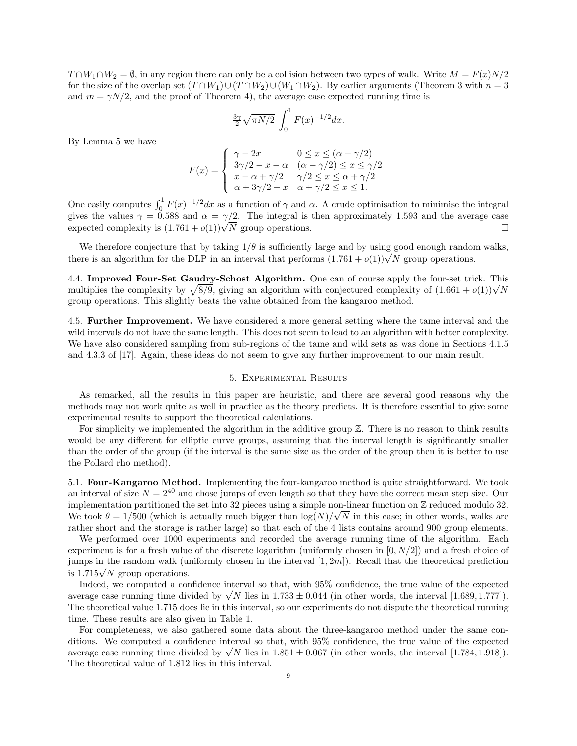$T \cap W_1 \cap W_2 = \emptyset$, in any region there can only be a collision between two types of walk. Write $M = F(x)N/2$ for the size of the overlap set $(T \cap W_1) \cup (T \cap W_2) \cup (W_1 \cap W_2)$. By earlier arguments (Theorem 3 with $n = 3$ and $m = \gamma N/2$, and the proof of Theorem 4), the average case expected running time is

$$\tfrac{3\gamma}{2}\sqrt{\pi N/2} \int_0^1 F(x)^{-1/2} dx.$$

By Lemma 5 we have

$$F(x) = \begin{cases} \gamma - 2x & 0 \le x \le (\alpha - \gamma/2) \\ 3\gamma/2 - x - \alpha & (\alpha - \gamma/2) \le x \le \gamma/2 \\ x - \alpha + \gamma/2 & \gamma/2 \le x \le \alpha + \gamma/2 \\ \alpha + 3\gamma/2 - x & \alpha + \gamma/2 \le x \le 1. \end{cases}$$

One easily computes $\int_0^1 F(x)^{-1/2}dx$ as a function of $\gamma$ and $\alpha$. A crude optimisation to minimise the integral gives the values $\gamma = 0.588$ and $\alpha = \gamma/2$. The integral is then approximately 1.593 and the average case expected complexity is $(1.761 + o(1))\sqrt{N}$ group operations. □

We therefore conjecture that by taking $1/\theta$ is sufficiently large and by using good enough random walks, there is an algorithm for the DLP in an interval that performs $(1.761 + o(1))\sqrt{N}$ group operations.

**4.4. Improved Four-Set Gaudry-Schost Algorithm.** One can of course apply the four-set trick. This multiplies the complexity by $\sqrt{8/9}$, giving an algorithm with conjectured complexity of $(1.661 + o(1))\sqrt{N}$ group operations. This slightly beats the value obtained from the kangaroo method.

**4.5. Further Improvement.** We have considered a more general setting where the tame interval and the wild intervals do not have the same length. This does not seem to lead to an algorithm with better complexity. We have also considered sampling from sub-regions of the tame and wild sets as was done in Sections 4.1.5 and 4.3.3 of [17]. Again, these ideas do not seem to give any further improvement to our main result.

## 5. Experimental Results

As remarked, all the results in this paper are heuristic, and there are several good reasons why the methods may not work quite as well in practice as the theory predicts. It is therefore essential to give some experimental results to support the theoretical calculations.

For simplicity we implemented the algorithm in the additive group $\mathbb{Z}$. There is no reason to think results would be any different for elliptic curve groups, assuming that the interval length is significantly smaller than the order of the group (if the interval is the same size as the order of the group then it is better to use the Pollard rho method).

**5.1. Four-Kangaroo Method.** Implementing the four-kangaroo method is quite straightforward. We took an interval of size $N = 2^{40}$ and chose jumps of even length so that they have the correct mean step size. Our implementation partitioned the set into 32 pieces using a simple non-linear function on $\mathbb{Z}$ reduced modulo 32. We took $\theta = 1/500$ (which is actually much bigger than $\log(N)/\sqrt{N}$ in this case; in other words, walks are rather short and the storage is rather large) so that each of the 4 lists contains around 900 group elements.

We performed over 1000 experiments and recorded the average running time of the algorithm. Each experiment is for a fresh value of the discrete logarithm (uniformly chosen in $[0, N/2]$) and a fresh choice of jumps in the random walk (uniformly chosen in the interval $[1, 2m]$). Recall that the theoretical prediction is $1.715\sqrt{N}$ group operations.

Indeed, we computed a confidence interval so that, with 95% confidence, the true value of the expected average case running time divided by $\sqrt{N}$ lies in $1.733 \pm 0.044$ (in other words, the interval $[1.689, 1.777]$). The theoretical value 1.715 does lie in this interval, so our experiments do not dispute the theoretical running time. These results are also given in Table 1.

For completeness, we also gathered some data about the three-kangaroo method under the same conditions. We computed a confidence interval so that, with 95% confidence, the true value of the expected average case running time divided by $\sqrt{N}$ lies in $1.851 \pm 0.067$ (in other words, the interval $[1.784, 1.918]$). The theoretical value of 1.812 lies in this interval.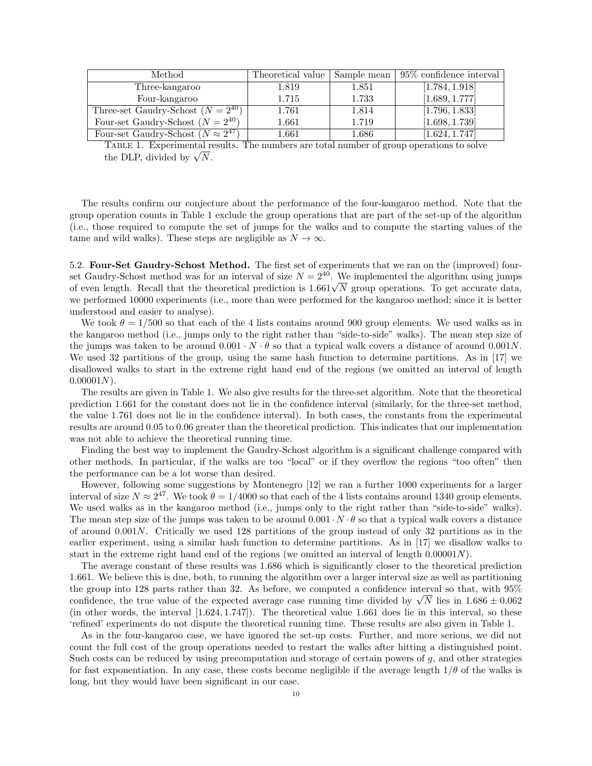| Method | Theoretical value | Sample mean | 95% confidence interval |
|---|---|---|---|
| Three-kangaroo | 1.819 | 1.851 | $[1.784, 1.918]$ |
| Four-kangaroo | 1.715 | 1.733 | $[1.689, 1.777]$ |
| Three-set Gaudry-Schost ($N = 2^{40}$) | 1.761 | 1.814 | $[1.796, 1.833]$ |
| Four-set Gaudry-Schost ($N = 2^{40}$) | 1.661 | 1.719 | $[1.698, 1.739]$ |
| Four-set Gaudry-Schost ($N \approx 2^{47}$) | 1.661 | 1.686 | $[1.624, 1.747]$ |

Table 1. Experimental results. The numbers are total number of group operations to solve the DLP, divided by $\sqrt{N}$.

The results confirm our conjecture about the performance of the four-kangaroo method. Note that the group operation counts in Table 1 exclude the group operations that are part of the set-up of the algorithm (i.e., those required to compute the set of jumps for the walks and to compute the starting values of the tame and wild walks). These steps are negligible as $N \to \infty$.

5.2. **Four-Set Gaudry-Schost Method.** The first set of experiments that we ran on the (improved) four-set Gaudry-Schost method was for an interval of size $N = 2^{40}$. We implemented the algorithm using jumps of even length. Recall that the theoretical prediction is $1.661\sqrt{N}$ group operations. To get accurate data, we performed 10000 experiments (i.e., more than were performed for the kangaroo method; since it is better understood and easier to analyse).

We took $\theta = 1/500$ so that each of the 4 lists contains around 900 group elements. We used walks as in the kangaroo method (i.e., jumps only to the right rather than "side-to-side" walks). The mean step size of the jumps was taken to be around $0.001 \cdot N \cdot \theta$ so that a typical walk covers a distance of around $0.001N$. We used 32 partitions of the group, using the same hash function to determine partitions. As in [17] we disallowed walks to start in the extreme right hand end of the regions (we omitted an interval of length $0.00001N$).

The results are given in Table 1. We also give results for the three-set algorithm. Note that the theoretical prediction 1.661 for the constant does not lie in the confidence interval (similarly, for the three-set method, the value 1.761 does not lie in the confidence interval). In both cases, the constants from the experimental results are around 0.05 to 0.06 greater than the theoretical prediction. This indicates that our implementation was not able to achieve the theoretical running time.

Finding the best way to implement the Gaudry-Schost algorithm is a significant challenge compared with other methods. In particular, if the walks are too "local" or if they overflow the regions "too often" then the performance can be a lot worse than desired.

However, following some suggestions by Montenegro [12] we ran a further 1000 experiments for a larger interval of size $N \approx 2^{47}$. We took $\theta = 1/4000$ so that each of the 4 lists contains around 1340 group elements. We used walks as in the kangaroo method (i.e., jumps only to the right rather than "side-to-side" walks). The mean step size of the jumps was taken to be around $0.001 \cdot N \cdot \theta$ so that a typical walk covers a distance of around $0.001N$. Critically we used 128 partitions of the group instead of only 32 partitions as in the earlier experiment, using a similar hash function to determine partitions. As in [17] we disallow walks to start in the extreme right hand end of the regions (we omitted an interval of length $0.00001N$).

The average constant of these results was 1.686 which is significantly closer to the theoretical prediction 1.661. We believe this is due, both, to running the algorithm over a larger interval size as well as partitioning the group into 128 parts rather than 32. As before, we computed a confidence interval so that, with 95% confidence, the true value of the expected average case running time divided by $\sqrt{N}$ lies in $1.686 \pm 0.062$ (in other words, the interval $[1.624, 1.747]$). The theoretical value 1.661 does lie in this interval, so these 'refined' experiments do not dispute the theoretical running time. These results are also given in Table 1.

As in the four-kangaroo case, we have ignored the set-up costs. Further, and more serious, we did not count the full cost of the group operations needed to restart the walks after hitting a distinguished point. Such costs can be reduced by using precomputation and storage of certain powers of $g$, and other strategies for fast exponentiation. In any case, these costs become negligible if the average length $1/\theta$ of the walks is long, but they would have been significant in our case.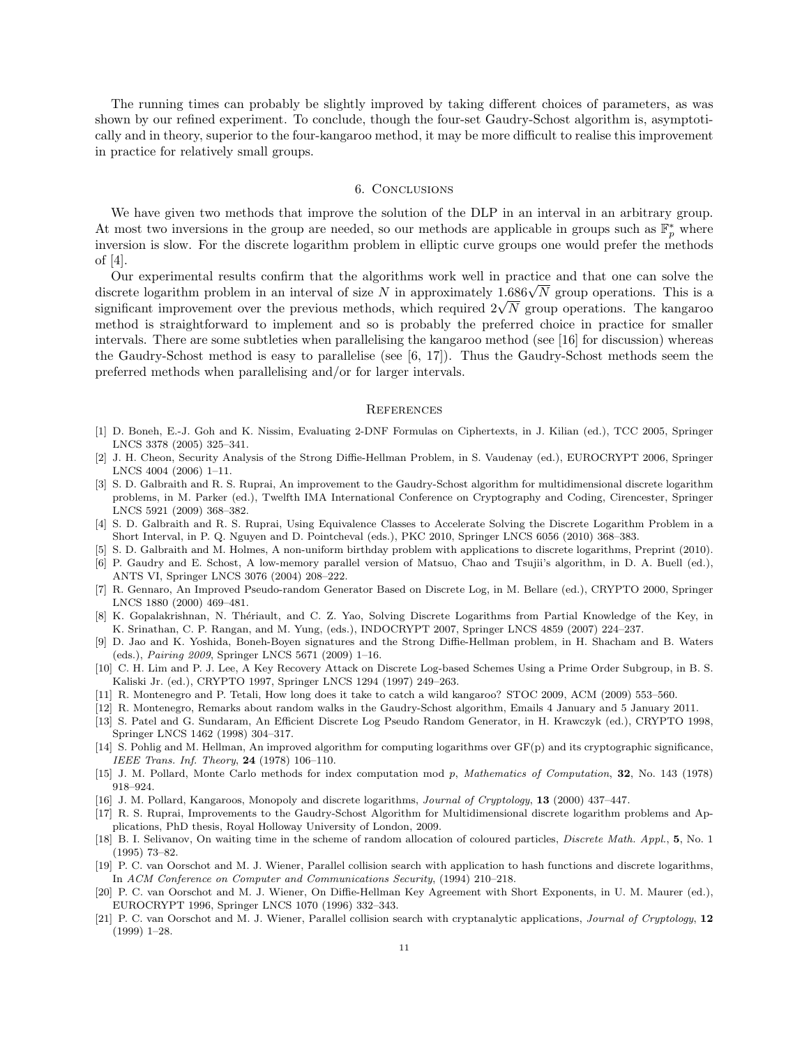The running times can probably be slightly improved by taking different choices of parameters, as was shown by our refined experiment. To conclude, though the four-set Gaudry-Schost algorithm is, asymptotically and in theory, superior to the four-kangaroo method, it may be more difficult to realise this improvement in practice for relatively small groups.

## 6. Conclusions

We have given two methods that improve the solution of the DLP in an interval in an arbitrary group. At most two inversions in the group are needed, so our methods are applicable in groups such as $\mathbb{F}_p^*$ where inversion is slow. For the discrete logarithm problem in elliptic curve groups one would prefer the methods of [4].

Our experimental results confirm that the algorithms work well in practice and that one can solve the discrete logarithm problem in an interval of size $N$ in approximately $1.686\sqrt{N}$ group operations. This is a significant improvement over the previous methods, which required $2\sqrt{N}$ group operations. The kangaroo method is straightforward to implement and so is probably the preferred choice in practice for smaller intervals. There are some subtleties when parallelising the kangaroo method (see [16] for discussion) whereas the Gaudry-Schost method is easy to parallelise (see [6, 17]). Thus the Gaudry-Schost methods seem the preferred methods when parallelising and/or for larger intervals.

## References

[1] D. Boneh, E.-J. Goh and K. Nissim, Evaluating 2-DNF Formulas on Ciphertexts, in J. Kilian (ed.), TCC 2005, Springer LNCS 3378 (2005) 325–341.

[2] J. H. Cheon, Security Analysis of the Strong Diffie-Hellman Problem, in S. Vaudenay (ed.), EUROCRYPT 2006, Springer LNCS 4004 (2006) 1–11.

[3] S. D. Galbraith and R. S. Ruprai, An improvement to the Gaudry-Schost algorithm for multidimensional discrete logarithm problems, in M. Parker (ed.), Twelfth IMA International Conference on Cryptography and Coding, Cirencester, Springer LNCS 5921 (2009) 368–382.

[4] S. D. Galbraith and R. S. Ruprai, Using Equivalence Classes to Accelerate Solving the Discrete Logarithm Problem in a Short Interval, in P. Q. Nguyen and D. Pointcheval (eds.), PKC 2010, Springer LNCS 6056 (2010) 368–383.

[5] S. D. Galbraith and M. Holmes, A non-uniform birthday problem with applications to discrete logarithms, Preprint (2010).

[6] P. Gaudry and E. Schost, A low-memory parallel version of Matsuo, Chao and Tsujii's algorithm, in D. A. Buell (ed.), ANTS VI, Springer LNCS 3076 (2004) 208–222.

[7] R. Gennaro, An Improved Pseudo-random Generator Based on Discrete Log, in M. Bellare (ed.), CRYPTO 2000, Springer LNCS 1880 (2000) 469–481.

[8] K. Gopalakrishnan, N. Thériault, and C. Z. Yao, Solving Discrete Logarithms from Partial Knowledge of the Key, in K. Srinathan, C. P. Rangan, and M. Yung, (eds.), INDOCRYPT 2007, Springer LNCS 4859 (2007) 224–237.

[9] D. Jao and K. Yoshida, Boneh-Boyen signatures and the Strong Diffie-Hellman problem, in H. Shacham and B. Waters (eds.), *Pairing 2009*, Springer LNCS 5671 (2009) 1–16.

[10] C. H. Lim and P. J. Lee, A Key Recovery Attack on Discrete Log-based Schemes Using a Prime Order Subgroup, in B. S. Kaliski Jr. (ed.), CRYPTO 1997, Springer LNCS 1294 (1997) 249–263.

[11] R. Montenegro and P. Tetali, How long does it take to catch a wild kangaroo? STOC 2009, ACM (2009) 553–560.

[12] R. Montenegro, Remarks about random walks in the Gaudry-Schost algorithm, Emails 4 January and 5 January 2011.

[13] S. Patel and G. Sundaram, An Efficient Discrete Log Pseudo Random Generator, in H. Krawczyk (ed.), CRYPTO 1998, Springer LNCS 1462 (1998) 304–317.

[14] S. Pohlig and M. Hellman, An improved algorithm for computing logarithms over GF(p) and its cryptographic significance, *IEEE Trans. Inf. Theory*, **24** (1978) 106–110.

[15] J. M. Pollard, Monte Carlo methods for index computation mod $p$, *Mathematics of Computation*, **32**, No. 143 (1978) 918–924.

[16] J. M. Pollard, Kangaroos, Monopoly and discrete logarithms, *Journal of Cryptology*, **13** (2000) 437–447.

[17] R. S. Ruprai, Improvements to the Gaudry-Schost Algorithm for Multidimensional discrete logarithm problems and Applications, PhD thesis, Royal Holloway University of London, 2009.

[18] B. I. Selivanov, On waiting time in the scheme of random allocation of coloured particles, *Discrete Math. Appl.*, **5**, No. 1 (1995) 73–82.

[19] P. C. van Oorschot and M. J. Wiener, Parallel collision search with application to hash functions and discrete logarithms, In *ACM Conference on Computer and Communications Security*, (1994) 210–218.

[20] P. C. van Oorschot and M. J. Wiener, On Diffie-Hellman Key Agreement with Short Exponents, in U. M. Maurer (ed.), EUROCRYPT 1996, Springer LNCS 1070 (1996) 332–343.

[21] P. C. van Oorschot and M. J. Wiener, Parallel collision search with cryptanalytic applications, *Journal of Cryptology*, **12** (1999) 1–28.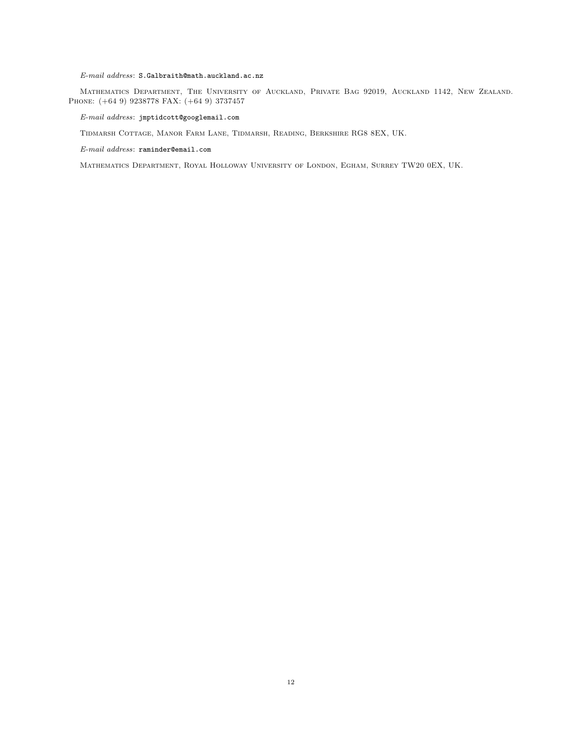*E-mail address*: S.Galbraith@math.auckland.ac.nz

Mathematics Department, The University of Auckland, Private Bag 92019, Auckland 1142, New Zealand. Phone: (+64 9) 9238778 FAX: (+64 9) 3737457

*E-mail address*: jmptidcott@googlemail.com

Tidmarsh Cottage, Manor Farm Lane, Tidmarsh, Reading, Berkshire RG8 8EX, UK.

*E-mail address*: raminder@email.com

Mathematics Department, Royal Holloway University of London, Egham, Surrey TW20 0EX, UK.